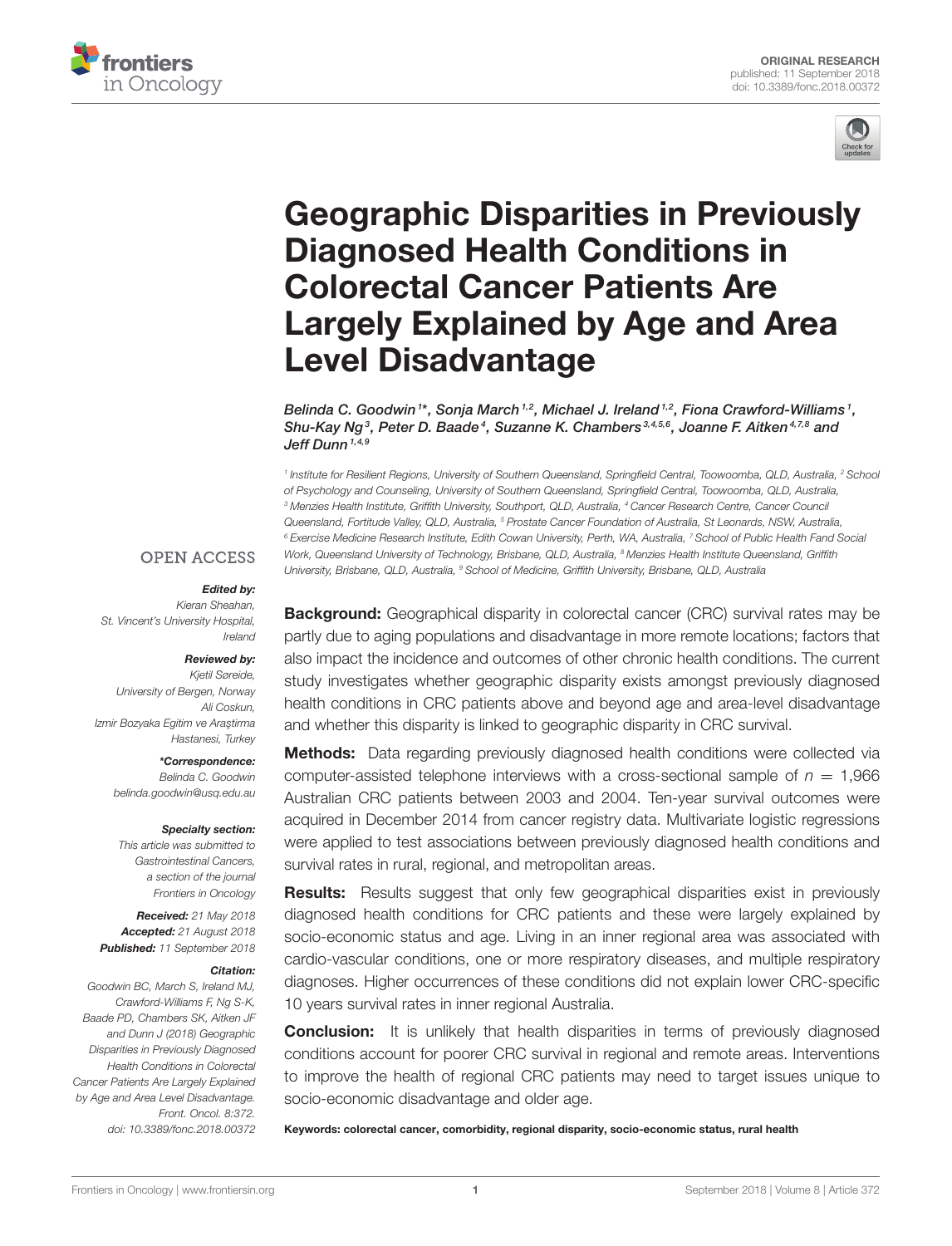ORIGINAL RESEARCH
published: 11 September 2018
doi: 10.3389/fonc.2018.00372

# Geographic Disparities in Previously Diagnosed Health Conditions in Colorectal Cancer Patients Are Largely Explained by Age and Area Level Disadvantage

*Belinda C. Goodwin[1]\*, Sonja March[1,2], Michael J. Ireland[1,2], Fiona Crawford-Williams[1], Shu-Kay Ng[3], Peter D. Baade[4], Suzanne K. Chambers[3,4,5,6], Joanne F. Aitken[4,7,8] and Jeff Dunn[1,4,9]*

[1] Institute for Resilient Regions, University of Southern Queensland, Springfield Central, Toowoomba, QLD, Australia, [2] School of Psychology and Counseling, University of Southern Queensland, Springfield Central, Toowoomba, QLD, Australia, [3] Menzies Health Institute, Griffith University, Southport, QLD, Australia, [4] Cancer Research Centre, Cancer Council Queensland, Fortitude Valley, QLD, Australia, [5] Prostate Cancer Foundation of Australia, St Leonards, NSW, Australia, [6] Exercise Medicine Research Institute, Edith Cowan University, Perth, WA, Australia, [7] School of Public Health Fand Social Work, Queensland University of Technology, Brisbane, QLD, Australia, [8] Menzies Health Institute Queensland, Griffith University, Brisbane, QLD, Australia, [9] School of Medicine, Griffith University, Brisbane, QLD, Australia

OPEN ACCESS

***Edited by:***
Kieran Sheahan,
St. Vincent's University Hospital, Ireland

***Reviewed by:***
Kjetil Søreide,
University of Bergen, Norway
Ali Coskun,
Izmir Bozyaka Egitim ve Araştirma Hastanesi, Turkey

***\*Correspondence:***
Belinda C. Goodwin
belinda.goodwin@usq.edu.au

***Specialty section:***
This article was submitted to Gastrointestinal Cancers, a section of the journal Frontiers in Oncology

***Received:*** 21 May 2018
***Accepted:*** 21 August 2018
***Published:*** 11 September 2018

***Citation:***
Goodwin BC, March S, Ireland MJ, Crawford-Williams F, Ng S-K, Baade PD, Chambers SK, Aitken JF and Dunn J (2018) Geographic Disparities in Previously Diagnosed Health Conditions in Colorectal Cancer Patients Are Largely Explained by Age and Area Level Disadvantage. Front. Oncol. 8:372. doi: 10.3389/fonc.2018.00372

**Background:** Geographical disparity in colorectal cancer (CRC) survival rates may be partly due to aging populations and disadvantage in more remote locations; factors that also impact the incidence and outcomes of other chronic health conditions. The current study investigates whether geographic disparity exists amongst previously diagnosed health conditions in CRC patients above and beyond age and area-level disadvantage and whether this disparity is linked to geographic disparity in CRC survival.

**Methods:** Data regarding previously diagnosed health conditions were collected via computer-assisted telephone interviews with a cross-sectional sample of $n = 1,966$ Australian CRC patients between 2003 and 2004. Ten-year survival outcomes were acquired in December 2014 from cancer registry data. Multivariate logistic regressions were applied to test associations between previously diagnosed health conditions and survival rates in rural, regional, and metropolitan areas.

**Results:** Results suggest that only few geographical disparities exist in previously diagnosed health conditions for CRC patients and these were largely explained by socio-economic status and age. Living in an inner regional area was associated with cardio-vascular conditions, one or more respiratory diseases, and multiple respiratory diagnoses. Higher occurrences of these conditions did not explain lower CRC-specific 10 years survival rates in inner regional Australia.

**Conclusion:** It is unlikely that health disparities in terms of previously diagnosed conditions account for poorer CRC survival in regional and remote areas. Interventions to improve the health of regional CRC patients may need to target issues unique to socio-economic disadvantage and older age.

**Keywords: colorectal cancer, comorbidity, regional disparity, socio-economic status, rural health**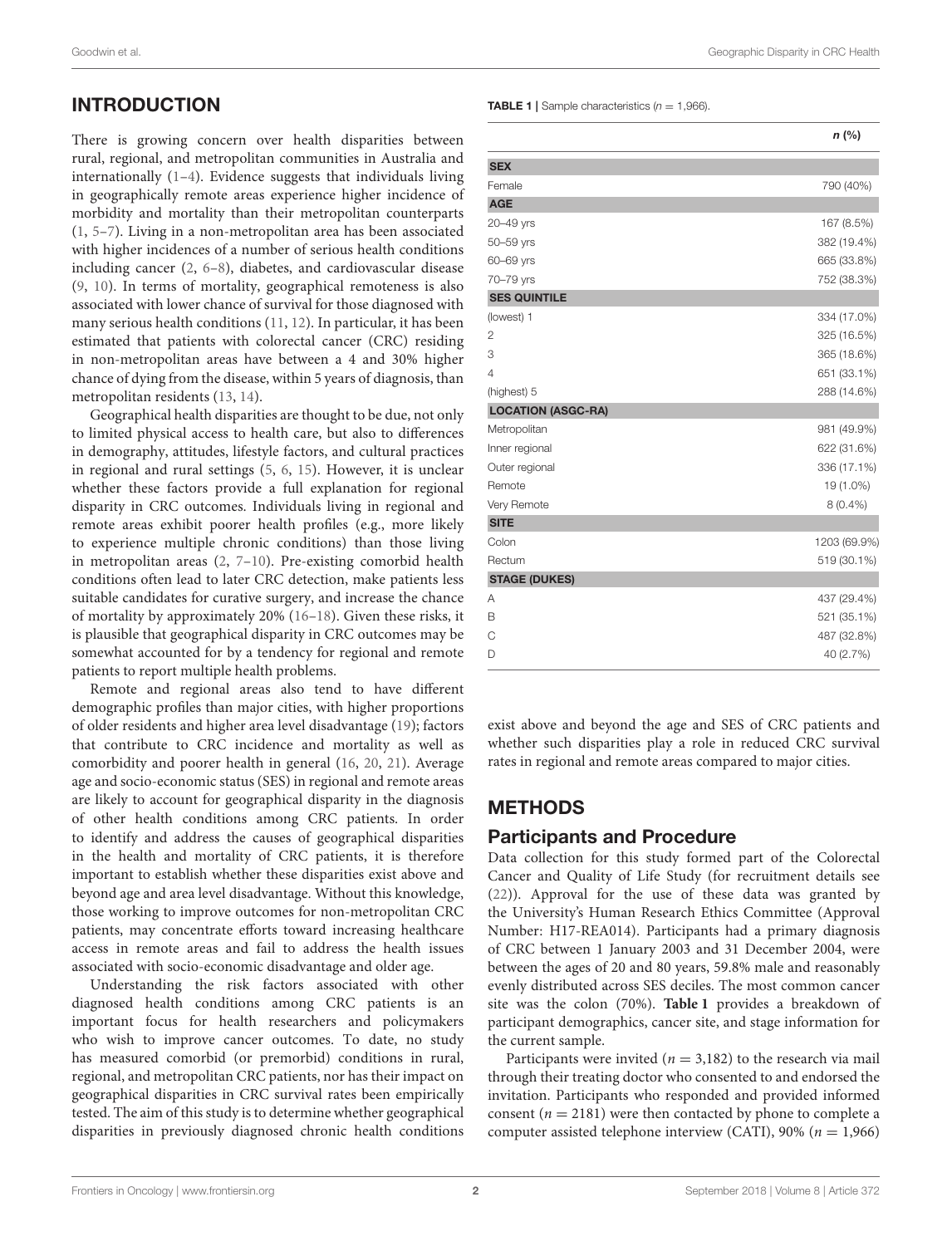## INTRODUCTION

There is growing concern over health disparities between rural, regional, and metropolitan communities in Australia and internationally (1–4). Evidence suggests that individuals living in geographically remote areas experience higher incidence of morbidity and mortality than their metropolitan counterparts (1, 5–7). Living in a non-metropolitan area has been associated with higher incidences of a number of serious health conditions including cancer (2, 6–8), diabetes, and cardiovascular disease (9, 10). In terms of mortality, geographical remoteness is also associated with lower chance of survival for those diagnosed with many serious health conditions (11, 12). In particular, it has been estimated that patients with colorectal cancer (CRC) residing in non-metropolitan areas have between a 4 and 30% higher chance of dying from the disease, within 5 years of diagnosis, than metropolitan residents (13, 14).

Geographical health disparities are thought to be due, not only to limited physical access to health care, but also to differences in demography, attitudes, lifestyle factors, and cultural practices in regional and rural settings (5, 6, 15). However, it is unclear whether these factors provide a full explanation for regional disparity in CRC outcomes. Individuals living in regional and remote areas exhibit poorer health profiles (e.g., more likely to experience multiple chronic conditions) than those living in metropolitan areas (2, 7–10). Pre-existing comorbid health conditions often lead to later CRC detection, make patients less suitable candidates for curative surgery, and increase the chance of mortality by approximately 20% (16–18). Given these risks, it is plausible that geographical disparity in CRC outcomes may be somewhat accounted for by a tendency for regional and remote patients to report multiple health problems.

Remote and regional areas also tend to have different demographic profiles than major cities, with higher proportions of older residents and higher area level disadvantage (19); factors that contribute to CRC incidence and mortality as well as comorbidity and poorer health in general (16, 20, 21). Average age and socio-economic status (SES) in regional and remote areas are likely to account for geographical disparity in the diagnosis of other health conditions among CRC patients. In order to identify and address the causes of geographical disparities in the health and mortality of CRC patients, it is therefore important to establish whether these disparities exist above and beyond age and area level disadvantage. Without this knowledge, those working to improve outcomes for non-metropolitan CRC patients, may concentrate efforts toward increasing healthcare access in remote areas and fail to address the health issues associated with socio-economic disadvantage and older age.

Understanding the risk factors associated with other diagnosed health conditions among CRC patients is an important focus for health researchers and policymakers who wish to improve cancer outcomes. To date, no study has measured comorbid (or premorbid) conditions in rural, regional, and metropolitan CRC patients, nor has their impact on geographical disparities in CRC survival rates been empirically tested. The aim of this study is to determine whether geographical disparities in previously diagnosed chronic health conditions exist above and beyond the age and SES of CRC patients and whether such disparities play a role in reduced CRC survival rates in regional and remote areas compared to major cities.

**TABLE 1** | Sample characteristics ($n$ = 1,966).

| | *n* (%) |
|---|---|
| **SEX** | |
| Female | 790 (40%) |
| **AGE** | |
| 20–49 yrs | 167 (8.5%) |
| 50–59 yrs | 382 (19.4%) |
| 60–69 yrs | 665 (33.8%) |
| 70–79 yrs | 752 (38.3%) |
| **SES QUINTILE** | |
| (lowest) 1 | 334 (17.0%) |
| 2 | 325 (16.5%) |
| 3 | 365 (18.6%) |
| 4 | 651 (33.1%) |
| (highest) 5 | 288 (14.6%) |
| **LOCATION (ASGC-RA)** | |
| Metropolitan | 981 (49.9%) |
| Inner regional | 622 (31.6%) |
| Outer regional | 336 (17.1%) |
| Remote | 19 (1.0%) |
| Very Remote | 8 (0.4%) |
| **SITE** | |
| Colon | 1203 (69.9%) |
| Rectum | 519 (30.1%) |
| **STAGE (DUKES)** | |
| A | 437 (29.4%) |
| B | 521 (35.1%) |
| C | 487 (32.8%) |
| D | 40 (2.7%) |

## METHODS

### Participants and Procedure

Data collection for this study formed part of the Colorectal Cancer and Quality of Life Study (for recruitment details see (22)). Approval for the use of these data was granted by the University's Human Research Ethics Committee (Approval Number: H17-REA014). Participants had a primary diagnosis of CRC between 1 January 2003 and 31 December 2004, were between the ages of 20 and 80 years, 59.8% male and reasonably evenly distributed across SES deciles. The most common cancer site was the colon (70%). **Table 1** provides a breakdown of participant demographics, cancer site, and stage information for the current sample.

Participants were invited ($n$ = 3,182) to the research via mail through their treating doctor who consented to and endorsed the invitation. Participants who responded and provided informed consent ($n$ = 2181) were then contacted by phone to complete a computer assisted telephone interview (CATI), 90% ($n$ = 1,966)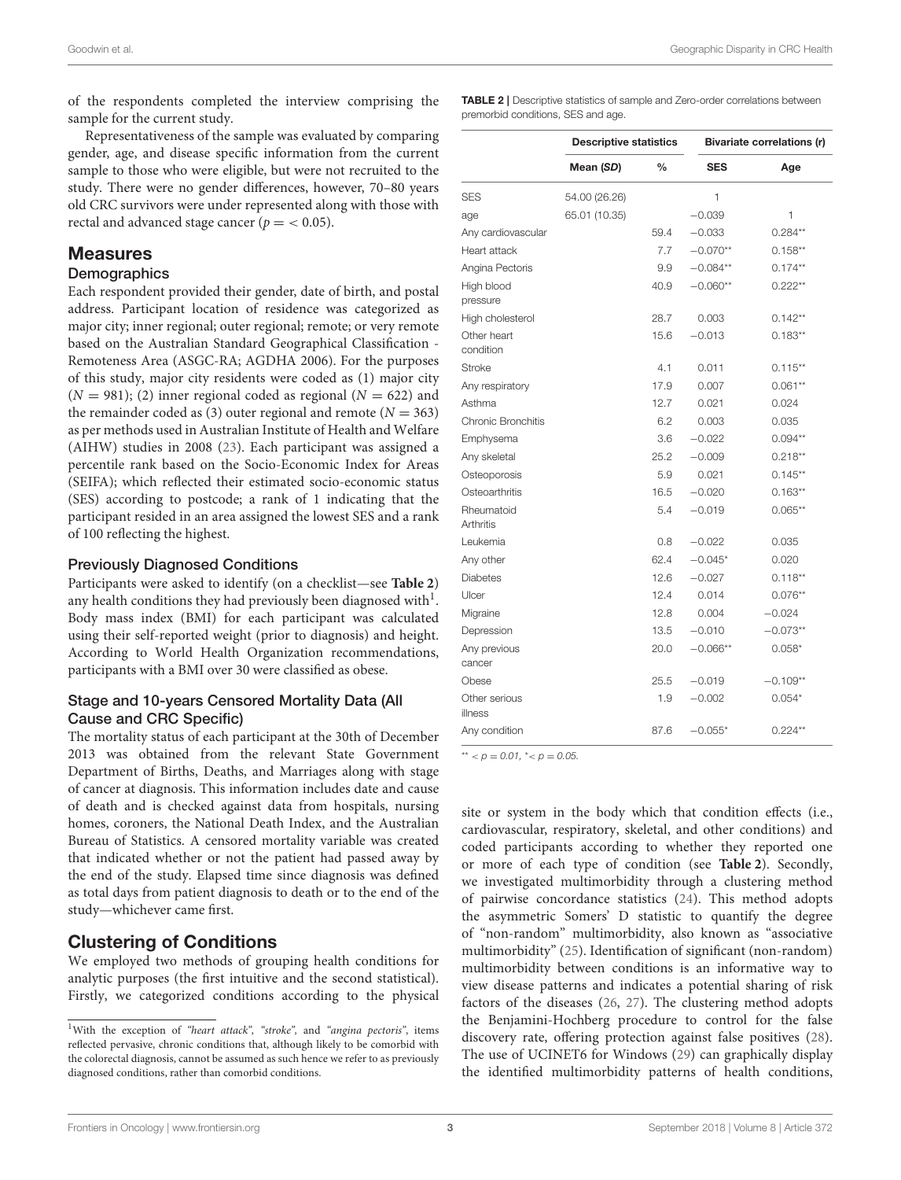of the respondents completed the interview comprising the sample for the current study.

Representativeness of the sample was evaluated by comparing gender, age, and disease specific information from the current sample to those who were eligible, but were not recruited to the study. There were no gender differences, however, 70–80 years old CRC survivors were under represented along with those with rectal and advanced stage cancer ($p = < 0.05$).

## Measures

### Demographics

Each respondent provided their gender, date of birth, and postal address. Participant location of residence was categorized as major city; inner regional; outer regional; remote; or very remote based on the Australian Standard Geographical Classification - Remoteness Area (ASGC-RA; AGDHA 2006). For the purposes of this study, major city residents were coded as (1) major city ($N = 981$); (2) inner regional coded as regional ($N = 622$) and the remainder coded as (3) outer regional and remote ($N = 363$) as per methods used in Australian Institute of Health and Welfare (AIHW) studies in 2008 (23). Each participant was assigned a percentile rank based on the Socio-Economic Index for Areas (SEIFA); which reflected their estimated socio-economic status (SES) according to postcode; a rank of 1 indicating that the participant resided in an area assigned the lowest SES and a rank of 100 reflecting the highest.

### Previously Diagnosed Conditions

Participants were asked to identify (on a checklist—see **Table 2**) any health conditions they had previously been diagnosed with[1]. Body mass index (BMI) for each participant was calculated using their self-reported weight (prior to diagnosis) and height. According to World Health Organization recommendations, participants with a BMI over 30 were classified as obese.

### Stage and 10-years Censored Mortality Data (All Cause and CRC Specific)

The mortality status of each participant at the 30th of December 2013 was obtained from the relevant State Government Department of Births, Deaths, and Marriages along with stage of cancer at diagnosis. This information includes date and cause of death and is checked against data from hospitals, nursing homes, coroners, the National Death Index, and the Australian Bureau of Statistics. A censored mortality variable was created that indicated whether or not the patient had passed away by the end of the study. Elapsed time since diagnosis was defined as total days from patient diagnosis to death or to the end of the study—whichever came first.

## Clustering of Conditions

We employed two methods of grouping health conditions for analytic purposes (the first intuitive and the second statistical). Firstly, we categorized conditions according to the physical site or system in the body which that condition effects (i.e., cardiovascular, respiratory, skeletal, and other conditions) and coded participants according to whether they reported one or more of each type of condition (see **Table 2**). Secondly, we investigated multimorbidity through a clustering method of pairwise concordance statistics (24). This method adopts the asymmetric Somers' D statistic to quantify the degree of "non-random" multimorbidity, also known as "associative multimorbidity" (25). Identification of significant (non-random) multimorbidity between conditions is an informative way to view disease patterns and indicates a potential sharing of risk factors of the diseases (26, 27). The clustering method adopts the Benjamini-Hochberg procedure to control for the false discovery rate, offering protection against false positives (28). The use of UCINET6 for Windows (29) can graphically display the identified multimorbidity patterns of health conditions,

[1]With the exception of *"heart attack"*, *"stroke"*, and *"angina pectoris"*, items reflected pervasive, chronic conditions that, although likely to be comorbid with the colorectal diagnosis, cannot be assumed as such hence we refer to as previously diagnosed conditions, rather than comorbid conditions.

**TABLE 2** | Descriptive statistics of sample and Zero-order correlations between premorbid conditions, SES and age.

| | Descriptive statistics | | Bivariate correlations (r) | |
|---|---|---|---|---|
| | Mean (*SD*) | % | SES | Age |
| SES | 54.00 (26.26) | | 1 | |
| age | 65.01 (10.35) | | −0.039 | 1 |
| Any cardiovascular | | 59.4 | −0.033 | 0.284** |
| Heart attack | | 7.7 | −0.070** | 0.158** |
| Angina Pectoris | | 9.9 | −0.084** | 0.174** |
| High blood pressure | | 40.9 | −0.060** | 0.222** |
| High cholesterol | | 28.7 | 0.003 | 0.142** |
| Other heart condition | | 15.6 | −0.013 | 0.183** |
| Stroke | | 4.1 | 0.011 | 0.115** |
| Any respiratory | | 17.9 | 0.007 | 0.061** |
| Asthma | | 12.7 | 0.021 | 0.024 |
| Chronic Bronchitis | | 6.2 | 0.003 | 0.035 |
| Emphysema | | 3.6 | −0.022 | 0.094** |
| Any skeletal | | 25.2 | −0.009 | 0.218** |
| Osteoporosis | | 5.9 | 0.021 | 0.145** |
| Osteoarthritis | | 16.5 | −0.020 | 0.163** |
| Rheumatoid Arthritis | | 5.4 | −0.019 | 0.065** |
| Leukemia | | 0.8 | −0.022 | 0.035 |
| Any other | | 62.4 | −0.045* | 0.020 |
| Diabetes | | 12.6 | −0.027 | 0.118** |
| Ulcer | | 12.4 | 0.014 | 0.076** |
| Migraine | | 12.8 | 0.004 | −0.024 |
| Depression | | 13.5 | −0.010 | −0.073** |
| Any previous cancer | | 20.0 | −0.066** | 0.058* |
| Obese | | 25.5 | −0.019 | −0.109** |
| Other serious illness | | 1.9 | −0.002 | 0.054* |
| Any condition | | 87.6 | −0.055* | 0.224** |

** < p = 0.01, * < p = 0.05.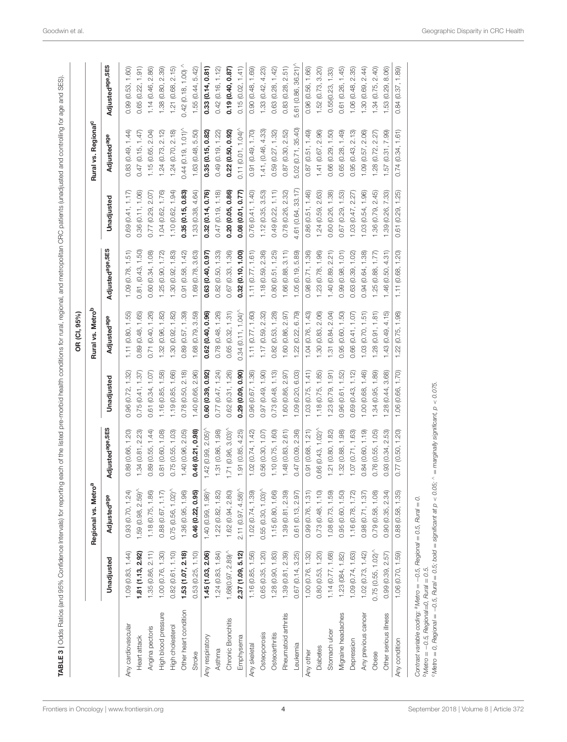**TABLE 3** | Odds Ratios (and 95% Confidence Intervals) for reporting each of the listed pre-morbid health conditions for rural, regional, and metropolitan CRC patients (unadjusted and controlling for age and SES).

| | OR (CI, 95%) | | | | | | | | |
|---|---|---|---|---|---|---|---|---|---|
| | Regional vs. Metro[a] | | | Rural vs. Metro[b] | | | Rural vs. Regional[c] | | |
| | Unadjusted | Adjusted[age] | Adjusted[age,SES] | Unadjusted | Adjusted[age] | Adjusted[age,SES] | Unadjusted | Adjusted[age] | Adjusted[age,SES] |
| Any cardiovascular | 1.09 (0.83, 1.44) | 0.93 (0.70, 1.24) | 0.89 (0.66, 1.20) | 0.96 (0.72, 1.32) | 1.11 (0.80, 1.55) | 1.09 (0.78, 1.51) | 0.69 (0.41, 1.17) | 0.83 (0.49, 1.44) | 0.99 (0.53, 1.60) |
| Heart attack | **1.81 (1.13, 2.92)** | 1.59 (0.98, 2.59)^ | 1.34 (0.81, 2.23) | 0.75 (0.41, 1.37) | 0.89 (0.48, 1.65) | 0.81 (0.43, 1.50) | 0.36 (0.11, 1.06) | 0.47 (0.15, 1.47) | 0.65 (0.22, 1.91) |
| Angina pectoris | 1.35 (0.86, 2.11) | 1.18 (0.75, 1.86) | 0.89 (0.55, 1.44) | 0.61 (0.34, 1.07) | 0.71 (0.40, 1.26) | 0.60 (0.34, 1.08) | 0.77 (0.29, 2.07) | 1.15 (0.65, 2.04) | 1.14 (0.46, 2.86) |
| High blood pressure | 1.00 (0.76, 1.30) | 0.88 (0.67, 1.17) | 0.81 (0.60, 1.08) | 1.16 (0.85, 1.58) | 1.32 (0.96, 1.82) | 1.25 (0.90, 1.72) | 1.04 (0.62, 1.76) | 1.24 (0.73, 2.12) | 1.38 (0.80, 2.39) |
| High cholesterol | 0.82 (0.61, 1.10) | 0.75 (0.56, 1.02)^ | 0.75 (0.55, 1.03) | 1.19 (0.85, 1.66) | 1.30 (0.92, 1.82) | 1.30 (0.92, 1.83) | 1.10 (0.62, 1.94) | 1.24 (0.70, 2.18) | 1.21 (0.68, 2.15) |
| Other heart condition | **1.53 (1.07, 2.18)** | 1.36 (0.95, 1.96) | 1.40 (0.96, 2.05) | 0.78 (0.50, 2.18) | 0.89 (0.57, 1.39) | 0.91 (0.58, 1.42) | **0.35 (0.15, 0.83)** | 0.44 (0.19, 1.01)^ | 0.42 (0.18, 1.00) ^ |
| Stroke | 0.53 (0.25, 1.10) | **0.46 (0.22, 0.95)** | **0.46 (0.21, 0.98)** | 1.40 (0.66, 2.96) | 1.68 (0.79, 3.59) | 1.69 (0.78, 3.63) | 1.33 (0.38, 4.64) | 1.63 (0.48, 5.50) | 1.55 (0.44, 5.42) |
| Any respiratory | **1.45 (1.03, 2.06)** | 1.40 (0.99, 1.98)^ | 1.42 (0.99, 2.05)^ | **0.60 (0.39, 0.92)** | **0.62 (0.40, 0.96)** | **0.63 (0.40, 0.97)** | **0.32 (0.14, 0.76)** | **0.35 (0.15, 0.82)** | **0.33 (0.14, 0.81)** |
| Asthma | 1.24 (0.83, 1.84) | 1.22 (0.82, 1.82) | 1.31 (0.86, 1.98) | 0.77 (0.47, 1.24) | 0.78 (0.48, 1.26) | 0.82 (0.50, 1.33) | 0.47 (0.19, 1.18) | 0.49 (0.19, 1.22) | 0.42 (0.16, 1.12) |
| Chronic Bronchitis | 1.68(0.97, 2.89)^ | 1.62 (0.94, 2.80) | 1.71 (0.96, 3.03)^ | 0.62 (0.31, 1.26) | 0.65 (0.32, 1.31) | 0.67 (0.33, 1.36) | **0.20 (0.05, 0.86)** | **0.22 (0.50, 0.92)** | **0.19 (0.40, 0.87)** |
| Emphysema | **2.37 (1.09, 5.12)** | 2.11 (0.97, 4.58)^ | 1.91 (0.85, 4.25) | **0.29 (0.09, 0.90)** | 0.34 (0.11, 1.04)^ | **0.32 (0.10, 1.00)** | **0.08 (0.01, 0.77)** | 0.11 (0.01, 1.04)^ | 0.15 (0.02, 1.41) |
| Any skeletal | 1.16 (0.85, 1.56) | 1.02 (0.74, 1.39) | 1.02 (0.74, 1.42) | 0.96 (0.67, 1.36) | 1.11 (0.77, 1.60) | 1.11 (0.77, 1.61) | 0.76 (0.41, 1.40) | 0.91 (0.49, 1.70) | 0.90 (0.48, 1.69) |
| Osteoporosis | 0.65 (0.35, 1.20) | 0.55 (0.30, 1.03)^ | 0.56 (0.30, 1.07) | 0.97 (0.49, 1.90) | 1.17 (0.59, 2.32) | 1.18 (0.59, 2.36) | 1.12 (0.35, 3.53) | 1.41, (0.46, 4.33) | 1.33 (0.42, 4.23) |
| Osteoarthritis | 1.28 (0.90, 1.83) | 1.15 (0.80, 1.66) | 1.10 (0.75, 1.60) | 0.73 (0.48, 1.13) | 0.82 (0.53, 1.28) | 0.80 (0.51, 1.25) | 0.49 (0.22, 1.11) | 0.59 (0.27, 1.32) | 0.63 (0.28, 1.42) |
| Rheumatoid arthritis | 1.39 (0.81, 2.39) | 1.39 (0.81, 2.39) | 1.48 (0.83, 2.61) | 1.60 (0.86, 2.97) | 1.60 (0.86, 2.97) | 1.66 (0.88, 3.11) | 0.78 (0.26, 2.32) | 0.87 (0.30, 2.52) | 0.83 (0.28, 2.51) |
| Leukemia | 0.67 (0.14, 3.25) | 0.61 (0.13, 2.97) | 0.47 (0.09, 2.36) | 1.09 (0.20, 6.03) | 1.22 (0.22, 6.79) | 1.05 (0.19, 5.89) | 4.61 (0.64, 33.17) | 5.02 (0.71, 35.40) | 5.61 (0.86, 36.21)^ |
| Any other | 1.00 (0.76, 1.32) | 0.99 (0.76, 1.31) | 0.91 (0.68, 1.21) | 1.03 (0.75, 1.41) | 1.04 (0.76, 1.43) | 0.98 (0.71, 1.36) | 0.86 (0.51, 1.46) | 0.87 (0.51, 1.49) | 0.96 (0.56, 1.66) |
| Diabetes | 0.80 (0.53, 1.20) | 0.73 (0.48, 1.10) | 0.66 (0.43, 1.02)^ | 1.18 (0.75, 1.85) | 1.30 (0.83, 2.06) | 1.23 (0.78, 1.96) | 1.24 (0.59, 2.63) | 1.41 (0.67, 2.96) | 1.52 (0.73, 3.20) |
| Stomach ulcer | 1.14 (0.77, 1.68) | 1.08 (0.73, 1.59) | 1.21 (0.80, 1.82) | 1.23 (0.79, 1.91) | 1.31 (0.84, 2.04) | 1.40 (0.89, 2.21) | 0.60 (0.26, 1.38) | 0.66 (0.29, 1.50) | 0.55(0.23, 1.33) |
| Migraine headaches | 1.23 (084, 1.82) | 0.95 (0.60, 1.50) | 1.32 (0.88, 1.98) | 0.96 (0.61, 1.52) | 0.95 (0.60, 1.50) | 0.99 (0.98, 1.01) | 0.67 (0.29, 1.53) | 0.65 (0.28, 1.49) | 0.61 (0.26, 1.45) |
| Depression | 1.09 (0.74, 1.63) | 1.16 (0.78, 1.72) | 1.07 (0.71, 1.63) | 0.69 (0.43, 1.12) | 0.66 (0.41, 1.07) | 0.63 (0.39, 1.02) | 1.03 (0.47, 2.27) | 0.95 (0.43, 2.13) | 1.06 (0.48, 2.35) |
| Any previous cancer | 1.02 (0.73, 1.42) | 0.98 (0.71, 1.37) | 0.84 (0.60, 1.19) | 1.00 (0.68, 1.46) | 1.03 (0.70, 1.51) | 0.94 (0.64, 1.38) | 1.03 (0.54, 1.96) | 1.09 (0.57, 2.06) | 1.30 (0.69, 2.44) |
| Obese | 0.75 (0.55, 1.02)^ | 0.79 (0.58, 1.08) | 0.76 (0.55, 1.05) | 1.34 (0.95, 1.89) | 1.28 (0.91, 1.81) | 1.25 (0.88, 1.77) | 1.36 (0.79, 2.45) | 1.28 (0.72, 2.27) | 1.34 (0.75, 2.40) |
| Other serious illness | 0.99 (0.39, 2.57) | 0.90 (0.35, 2.34) | 0.93 (0.34, 2.53) | 1.28 (0.44, 3.68) | 1.43 (0.49, 4.15) | 1.46 (0.50, 4.31) | 1.39 (0.26, 7.33) | 1.57 (0.31, 7.99) | 1.53 (0.29, 8.06) |
| Any condition | 1.06 (0.70, 1.59) | 0.88 (0.58, 1.35) | 0.77 (0.50, 1.20) | 1.06 (0.66, 1.70) | 1.22 (0.75, 1.98) | 1.11 (0.68, 1.20) | 0.61 (0.29, 1.25) | 0.74 (0.34, 1.61) | 0.84 (0.37, 1.89) |

Contrast variable coding: [a]Metro = −0.5, Regional = 0.5, Rural = 0.

[b]Metro = −0.5, Regional=0, Rural = 0.5.

[c]Metro = 0, Regional = −0.5, Rural = 0.5; bold = significant at $p < 0.05$; ^ = marginally significant, $p < 0.075$.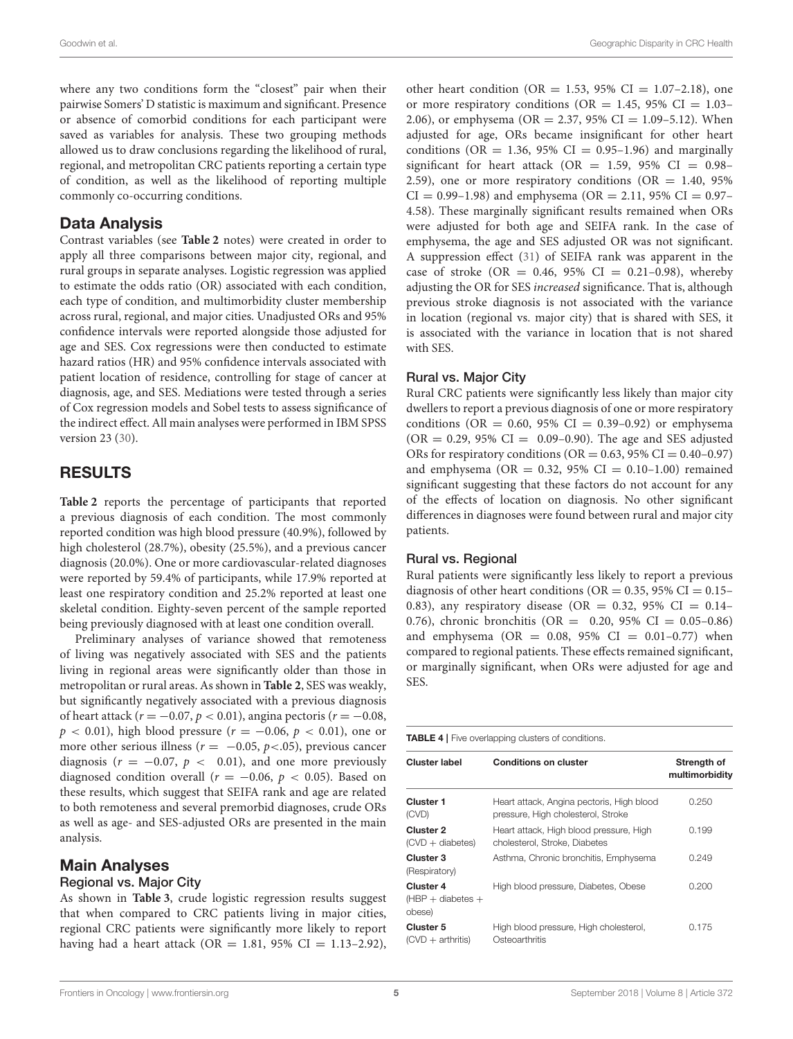where any two conditions form the "closest" pair when their pairwise Somers' D statistic is maximum and significant. Presence or absence of comorbid conditions for each participant were saved as variables for analysis. These two grouping methods allowed us to draw conclusions regarding the likelihood of rural, regional, and metropolitan CRC patients reporting a certain type of condition, as well as the likelihood of reporting multiple commonly co-occurring conditions.

## Data Analysis

Contrast variables (see **Table 2** notes) were created in order to apply all three comparisons between major city, regional, and rural groups in separate analyses. Logistic regression was applied to estimate the odds ratio (OR) associated with each condition, each type of condition, and multimorbidity cluster membership across rural, regional, and major cities. Unadjusted ORs and 95% confidence intervals were reported alongside those adjusted for age and SES. Cox regressions were then conducted to estimate hazard ratios (HR) and 95% confidence intervals associated with patient location of residence, controlling for stage of cancer at diagnosis, age, and SES. Mediations were tested through a series of Cox regression models and Sobel tests to assess significance of the indirect effect. All main analyses were performed in IBM SPSS version 23 (30).

# RESULTS

**Table 2** reports the percentage of participants that reported a previous diagnosis of each condition. The most commonly reported condition was high blood pressure (40.9%), followed by high cholesterol (28.7%), obesity (25.5%), and a previous cancer diagnosis (20.0%). One or more cardiovascular-related diagnoses were reported by 59.4% of participants, while 17.9% reported at least one respiratory condition and 25.2% reported at least one skeletal condition. Eighty-seven percent of the sample reported being previously diagnosed with at least one condition overall.

Preliminary analyses of variance showed that remoteness of living was negatively associated with SES and the patients living in regional areas were significantly older than those in metropolitan or rural areas. As shown in **Table 2**, SES was weakly, but significantly negatively associated with a previous diagnosis of heart attack ($r = -0.07$, $p < 0.01$), angina pectoris ($r = -0.08$, $p < 0.01$), high blood pressure ($r = -0.06$, $p < 0.01$), one or more other serious illness ($r = -0.05$, $p < .05$), previous cancer diagnosis ($r = -0.07$, $p < 0.01$), and one more previously diagnosed condition overall ($r = -0.06$, $p < 0.05$). Based on these results, which suggest that SEIFA rank and age are related to both remoteness and several premorbid diagnoses, crude ORs as well as age- and SES-adjusted ORs are presented in the main analysis.

## Main Analyses

### Regional vs. Major City

As shown in **Table 3**, crude logistic regression results suggest that when compared to CRC patients living in major cities, regional CRC patients were significantly more likely to report having had a heart attack (OR = 1.81, 95% CI = 1.13–2.92), other heart condition (OR = 1.53, 95% CI = 1.07–2.18), one or more respiratory conditions (OR = 1.45, 95% CI = 1.03–2.06), or emphysema (OR = 2.37, 95% CI = 1.09–5.12). When adjusted for age, ORs became insignificant for other heart conditions (OR = 1.36, 95% CI = 0.95–1.96) and marginally significant for heart attack (OR = 1.59, 95% CI = 0.98–2.59), one or more respiratory conditions (OR = 1.40, 95% CI = 0.99–1.98) and emphysema (OR = 2.11, 95% CI = 0.97–4.58). These marginally significant results remained when ORs were adjusted for both age and SEIFA rank. In the case of emphysema, the age and SES adjusted OR was not significant. A suppression effect (31) of SEIFA rank was apparent in the case of stroke (OR = 0.46, 95% CI = 0.21–0.98), whereby adjusting the OR for SES *increased* significance. That is, although previous stroke diagnosis is not associated with the variance in location (regional vs. major city) that is shared with SES, it is associated with the variance in location that is not shared with SES.

### Rural vs. Major City

Rural CRC patients were significantly less likely than major city dwellers to report a previous diagnosis of one or more respiratory conditions (OR = 0.60, 95% CI = 0.39–0.92) or emphysema (OR = 0.29, 95% CI = 0.09–0.90). The age and SES adjusted ORs for respiratory conditions (OR = 0.63, 95% CI = 0.40–0.97) and emphysema (OR = 0.32, 95% CI = 0.10–1.00) remained significant suggesting that these factors do not account for any of the effects of location on diagnosis. No other significant differences in diagnoses were found between rural and major city patients.

### Rural vs. Regional

Rural patients were significantly less likely to report a previous diagnosis of other heart conditions (OR = 0.35, 95% CI = 0.15–0.83), any respiratory disease (OR = 0.32, 95% CI = 0.14–0.76), chronic bronchitis (OR = 0.20, 95% CI = 0.05–0.86) and emphysema (OR = 0.08, 95% CI = 0.01–0.77) when compared to regional patients. These effects remained significant, or marginally significant, when ORs were adjusted for age and SES.

**TABLE 4** | Five overlapping clusters of conditions.

| Cluster label | Conditions on cluster | Strength of multimorbidity |
|---|---|---|
| **Cluster 1** (CVD) | Heart attack, Angina pectoris, High blood pressure, High cholesterol, Stroke | 0.250 |
| **Cluster 2** (CVD + diabetes) | Heart attack, High blood pressure, High cholesterol, Stroke, Diabetes | 0.199 |
| **Cluster 3** (Respiratory) | Asthma, Chronic bronchitis, Emphysema | 0.249 |
| **Cluster 4** (HBP + diabetes + obese) | High blood pressure, Diabetes, Obese | 0.200 |
| **Cluster 5** (CVD + arthritis) | High blood pressure, High cholesterol, Osteoarthritis | 0.175 |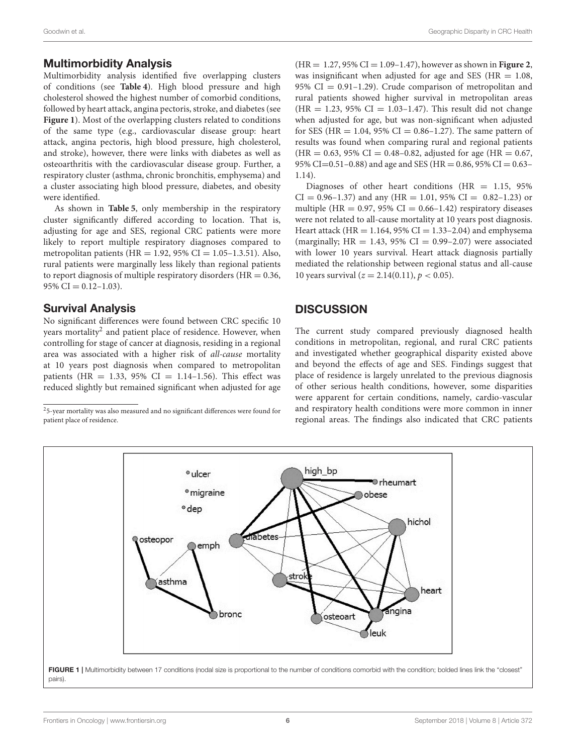## Multimorbidity Analysis

Multimorbidity analysis identified five overlapping clusters of conditions (see **Table 4**). High blood pressure and high cholesterol showed the highest number of comorbid conditions, followed by heart attack, angina pectoris, stroke, and diabetes (see **Figure 1**). Most of the overlapping clusters related to conditions of the same type (e.g., cardiovascular disease group: heart attack, angina pectoris, high blood pressure, high cholesterol, and stroke), however, there were links with diabetes as well as osteoarthritis with the cardiovascular disease group. Further, a respiratory cluster (asthma, chronic bronchitis, emphysema) and a cluster associating high blood pressure, diabetes, and obesity were identified.

As shown in **Table 5**, only membership in the respiratory cluster significantly differed according to location. That is, adjusting for age and SES, regional CRC patients were more likely to report multiple respiratory diagnoses compared to metropolitan patients (HR = 1.92, 95% CI = 1.05–1.3.51). Also, rural patients were marginally less likely than regional patients to report diagnosis of multiple respiratory disorders (HR = 0.36, 95% CI = 0.12–1.03).

## Survival Analysis

No significant differences were found between CRC specific 10 years mortality[2] and patient place of residence. However, when controlling for stage of cancer at diagnosis, residing in a regional area was associated with a higher risk of *all-cause* mortality at 10 years post diagnosis when compared to metropolitan patients (HR = 1.33, 95% CI = 1.14–1.56). This effect was reduced slightly but remained significant when adjusted for age (HR = 1.27, 95% CI = 1.09–1.47), however as shown in **Figure 2**, was insignificant when adjusted for age and SES (HR = 1.08, 95% CI = 0.91–1.29). Crude comparison of metropolitan and rural patients showed higher survival in metropolitan areas (HR = 1.23, 95% CI = 1.03–1.47). This result did not change when adjusted for age, but was non-significant when adjusted for SES (HR = 1.04, 95% CI = 0.86–1.27). The same pattern of results was found when comparing rural and regional patients (HR = 0.63, 95% CI = 0.48–0.82, adjusted for age (HR = 0.67, 95% CI=0.51–0.88) and age and SES (HR = 0.86, 95% CI = 0.63–1.14).

Diagnoses of other heart conditions (HR = 1.15, 95% CI = 0.96–1.37) and any (HR = 1.01, 95% CI = 0.82–1.23) or multiple (HR = 0.97, 95% CI = 0.66–1.42) respiratory diseases were not related to all-cause mortality at 10 years post diagnosis. Heart attack (HR = 1.164, 95% CI = 1.33–2.04) and emphysema (marginally; HR = 1.43, 95% CI = 0.99–2.07) were associated with lower 10 years survival. Heart attack diagnosis partially mediated the relationship between regional status and all-cause 10 years survival ($z = 2.14(0.11)$, $p < 0.05$).

[2] 5-year mortality was also measured and no significant differences were found for patient place of residence.

# DISCUSSION

The current study compared previously diagnosed health conditions in metropolitan, regional, and rural CRC patients and investigated whether geographical disparity existed above and beyond the effects of age and SES. Findings suggest that place of residence is largely unrelated to the previous diagnosis of other serious health conditions, however, some disparities were apparent for certain conditions, namely, cardio-vascular and respiratory health conditions were more common in inner regional areas. The findings also indicated that CRC patients

ulcer
migraine
dep
high_bp
rheumart
obese
hichol
osteopor
emph
diabetes
asthma
stroke
heart
bronc
osteoart
angina
leuk

**FIGURE 1** | Multimorbidity between 17 conditions (nodal size is proportional to the number of conditions comorbid with the condition; bolded lines link the "closest" pairs).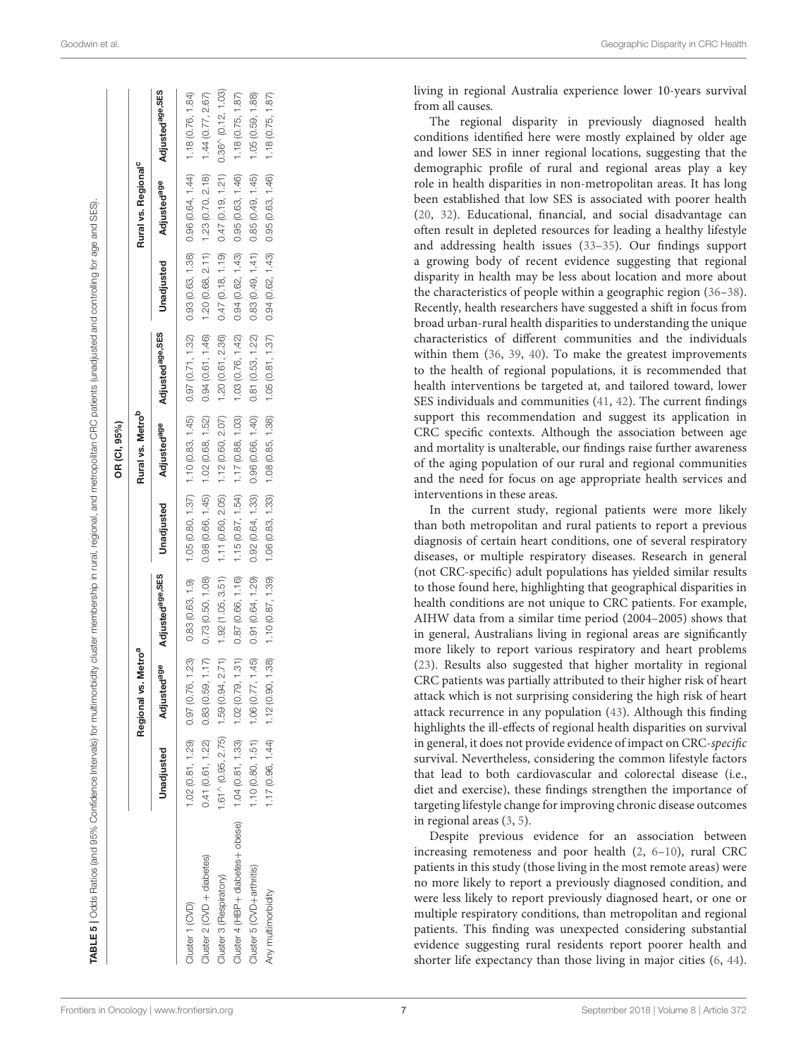**TABLE 5 |** Odds Ratios (and 95% Confidence Intervals) for multimorbidity cluster membership in rural, regional, and metropolitan CRC patients (unadjusted and controlling for age and SES).

| | OR (CI, 95%) | | | | | | | | |
|---|---|---|---|---|---|---|---|---|---|
| | Regional vs. Metro[a] | | | Rural vs. Metro[b] | | | Rural vs. Regional[c] | | |
| | Unadjusted | Adjusted[age] | Adjusted[age,SES] | Unadjusted | Adjusted[age] | Adjusted[age,SES] | Unadjusted | Adjusted[age] | Adjusted[age,SES] |
| Cluster 1 (CVD) | 1.02 (0.81, 1.29) | 0.97 (0.76, 1.23) | 0.83 (0.63, 1.9) | 1.05 (0.80, 1.37) | 1.10 (0.83, 1.45) | 0.97 (0.71, 1.32) | 0.93 (0.63, 1.38) | 0.96 (0.64, 1.44) | 1.18 (0.76, 1.84) |
| Cluster 2 (CVD + diabetes) | 0.41 (0.61, 1.22) | 0.83 (0.59, 1.17) | 0.73 (0.50, 1.08) | 0.98 (0.66, 1.45) | 1.02 (0.68, 1.52) | 0.94 (0.61, 1.46) | 1.20 (0.68, 2.11) | 1.23 (0.70, 2.18) | 1.44 (0.77, 2.67) |
| Cluster 3 (Respiratory) | 1.61^ (0.95, 2.75) | 1.59 (0.94, 2.71) | 1.92 (1.05, 3.51) | 1.11 (0.60, 2.05) | 1.12 (0.60, 2.07) | 1.20 (0.61, 2.36) | 0.47 (0.18, 1.19) | 0.47 (0.19, 1.21) | 0.36^ (0.12, 1.03) |
| Cluster 4 (HBP+ diabetes+ obese) | 1.04 (0.81, 1.33) | 1.02 (0.79, 1.31) | 0.87 (0.66, 1.16) | 1.15 (0.87, 1.54) | 1.17 (0.88, 1.03) | 1.03 (0.76, 1.42) | 0.94 (0.62, 1.43) | 0.95 (0.63, 1.46) | 1.18 (0.75, 1.87) |
| Cluster 5 (CVD+arthritis) | 1.10 (0.80, 1.51) | 1.06 (0.77, 1.45) | 0.91 (0.64, 1.29) | 0.92 (0.64, 1.33) | 0.96 (0.66, 1.40) | 0.81 (0.53, 1.22) | 0.83 (0.49, 1.41) | 0.85 (0.49, 1.45) | 1.05 (0.59, 1.88) |
| Any multimorbidity | 1.17 (0.96, 1.44) | 1.12 (0.90, 1.38) | 1.10 (0.87, 1.39) | 1.06 (0.83, 1.33) | 1.08 (0.85, 1.38) | 1.05 (0.81, 1.37) | 0.94 (0.62, 1.43) | 0.95 (0.63, 1.46) | 1.18 (0.75, 1.87) |

living in regional Australia experience lower 10-years survival from all causes.

The regional disparity in previously diagnosed health conditions identified here were mostly explained by older age and lower SES in inner regional locations, suggesting that the demographic profile of rural and regional areas play a key role in health disparities in non-metropolitan areas. It has long been established that low SES is associated with poorer health (20, 32). Educational, financial, and social disadvantage can often result in depleted resources for leading a healthy lifestyle and addressing health issues (33–35). Our findings support a growing body of recent evidence suggesting that regional disparity in health may be less about location and more about the characteristics of people within a geographic region (36–38). Recently, health researchers have suggested a shift in focus from broad urban-rural health disparities to understanding the unique characteristics of different communities and the individuals within them (36, 39, 40). To make the greatest improvements to the health of regional populations, it is recommended that health interventions be targeted at, and tailored toward, lower SES individuals and communities (41, 42). The current findings support this recommendation and suggest its application in CRC specific contexts. Although the association between age and mortality is unalterable, our findings raise further awareness of the aging population of our rural and regional communities and the need for focus on age appropriate health services and interventions in these areas.

In the current study, regional patients were more likely than both metropolitan and rural patients to report a previous diagnosis of certain heart conditions, one of several respiratory diseases, or multiple respiratory diseases. Research in general (not CRC-specific) adult populations has yielded similar results to those found here, highlighting that geographical disparities in health conditions are not unique to CRC patients. For example, AIHW data from a similar time period (2004–2005) shows that in general, Australians living in regional areas are significantly more likely to report various respiratory and heart problems (23). Results also suggested that higher mortality in regional CRC patients was partially attributed to their higher risk of heart attack which is not surprising considering the high risk of heart attack recurrence in any population (43). Although this finding highlights the ill-effects of regional health disparities on survival in general, it does not provide evidence of impact on CRC-*specific* survival. Nevertheless, considering the common lifestyle factors that lead to both cardiovascular and colorectal disease (i.e., diet and exercise), these findings strengthen the importance of targeting lifestyle change for improving chronic disease outcomes in regional areas (3, 5).

Despite previous evidence for an association between increasing remoteness and poor health (2, 6–10), rural CRC patients in this study (those living in the most remote areas) were no more likely to report a previously diagnosed condition, and were less likely to report previously diagnosed heart, or one or multiple respiratory conditions, than metropolitan and regional patients. This finding was unexpected considering substantial evidence suggesting rural residents report poorer health and shorter life expectancy than those living in major cities (6, 44).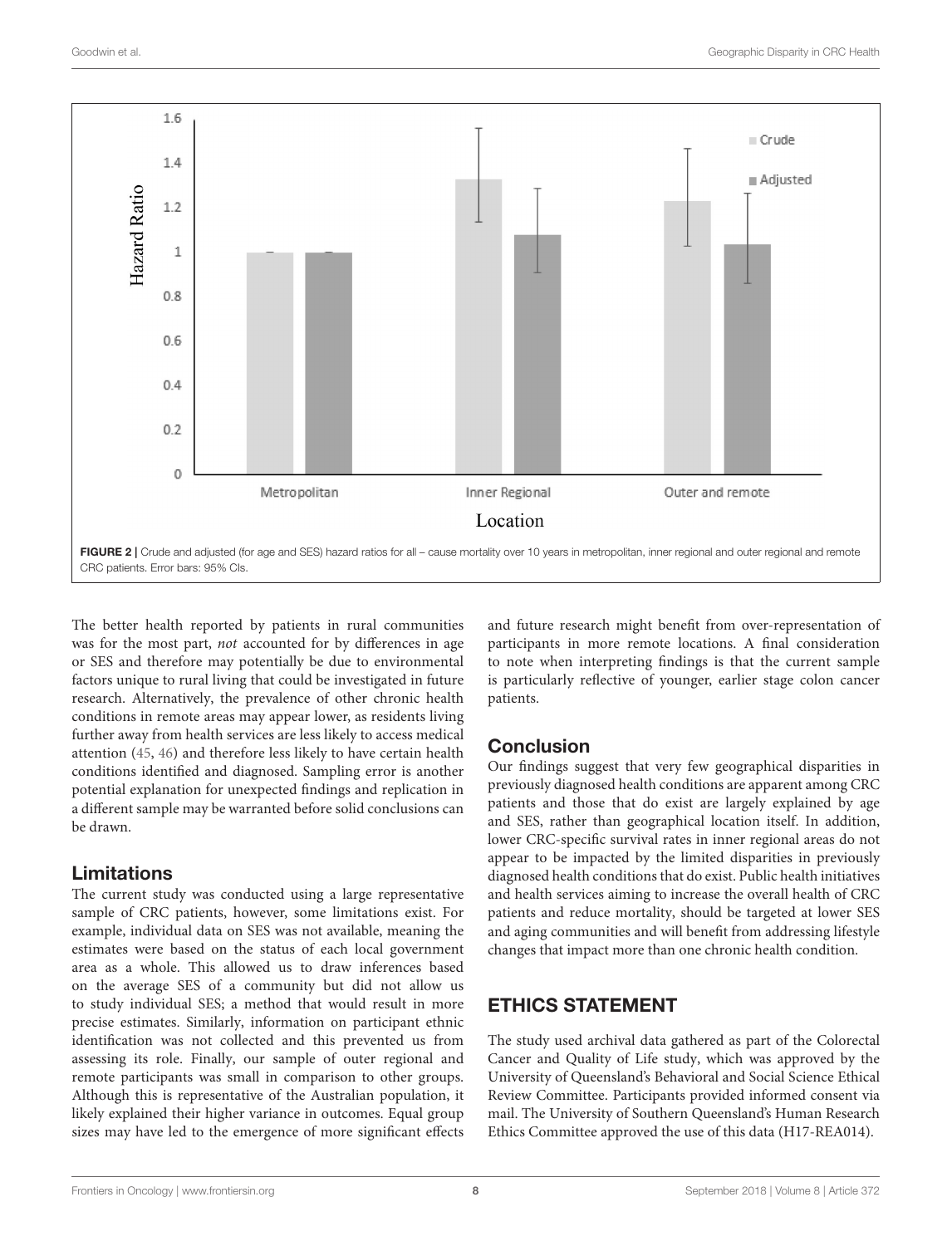1.6
1.4
1.2
1
0.8
0.6
0.4
0.2
0

Hazard Ratio

Crude
Adjusted

Metropolitan
Inner Regional
Outer and remote

Location

**FIGURE 2** | Crude and adjusted (for age and SES) hazard ratios for all – cause mortality over 10 years in metropolitan, inner regional and outer regional and remote CRC patients. Error bars: 95% CIs.

The better health reported by patients in rural communities was for the most part, *not* accounted for by differences in age or SES and therefore may potentially be due to environmental factors unique to rural living that could be investigated in future research. Alternatively, the prevalence of other chronic health conditions in remote areas may appear lower, as residents living further away from health services are less likely to access medical attention (45, 46) and therefore less likely to have certain health conditions identified and diagnosed. Sampling error is another potential explanation for unexpected findings and replication in a different sample may be warranted before solid conclusions can be drawn.

## Limitations

The current study was conducted using a large representative sample of CRC patients, however, some limitations exist. For example, individual data on SES was not available, meaning the estimates were based on the status of each local government area as a whole. This allowed us to draw inferences based on the average SES of a community but did not allow us to study individual SES; a method that would result in more precise estimates. Similarly, information on participant ethnic identification was not collected and this prevented us from assessing its role. Finally, our sample of outer regional and remote participants was small in comparison to other groups. Although this is representative of the Australian population, it likely explained their higher variance in outcomes. Equal group sizes may have led to the emergence of more significant effects and future research might benefit from over-representation of participants in more remote locations. A final consideration to note when interpreting findings is that the current sample is particularly reflective of younger, earlier stage colon cancer patients.

## Conclusion

Our findings suggest that very few geographical disparities in previously diagnosed health conditions are apparent among CRC patients and those that do exist are largely explained by age and SES, rather than geographical location itself. In addition, lower CRC-specific survival rates in inner regional areas do not appear to be impacted by the limited disparities in previously diagnosed health conditions that do exist. Public health initiatives and health services aiming to increase the overall health of CRC patients and reduce mortality, should be targeted at lower SES and aging communities and will benefit from addressing lifestyle changes that impact more than one chronic health condition.

## ETHICS STATEMENT

The study used archival data gathered as part of the Colorectal Cancer and Quality of Life study, which was approved by the University of Queensland's Behavioral and Social Science Ethical Review Committee. Participants provided informed consent via mail. The University of Southern Queensland's Human Research Ethics Committee approved the use of this data (H17-REA014).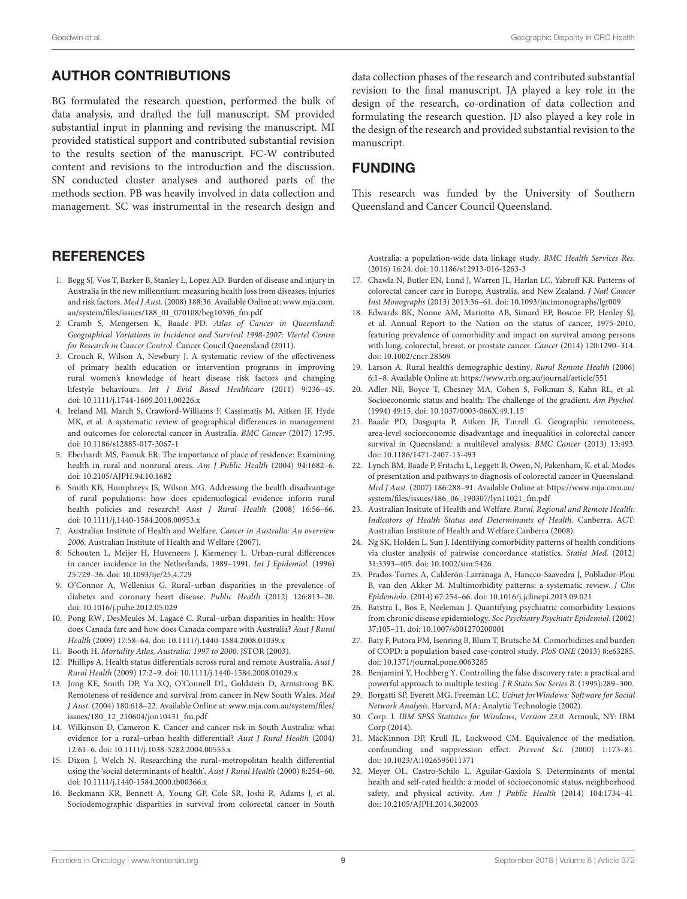## AUTHOR CONTRIBUTIONS

BG formulated the research question, performed the bulk of data analysis, and drafted the full manuscript. SM provided substantial input in planning and revising the manuscript. MI provided statistical support and contributed substantial revision to the results section of the manuscript. FC-W contributed content and revisions to the introduction and the discussion. SN conducted cluster analyses and authored parts of the methods section. PB was heavily involved in data collection and management. SC was instrumental in the research design and data collection phases of the research and contributed substantial revision to the final manuscript. JA played a key role in the design of the research, co-ordination of data collection and formulating the research question. JD also played a key role in the design of the research and provided substantial revision to the manuscript.

## FUNDING

This research was funded by the University of Southern Queensland and Cancer Council Queensland.

## REFERENCES

1. Begg SJ, Vos T, Barker B, Stanley L, Lopez AD. Burden of disease and injury in Australia in the new millennium: measuring health loss from diseases, injuries and risk factors. *Med J Aust.* (2008) 188:36. Available Online at: www.mja.com.au/system/files/issues/188_01_070108/beg10596_fm.pdf
2. Cramb S, Mengersen K, Baade PD. *Atlas of Cancer in Queensland: Geographical Variations in Incidence and Survival 1998-2007: Viertel Centre for Research in Cancer Control.* Cancer Coucil Queensland (2011).
3. Crouch R, Wilson A, Newbury J. A systematic review of the effectiveness of primary health education or intervention programs in improving rural women's knowledge of heart disease risk factors and changing lifestyle behaviours. *Int J Evid Based Healthcare* (2011) 9:236–45. doi: 10.1111/j.1744-1609.2011.00226.x
4. Ireland MJ, March S, Crawford-Williams F, Cassimatis M, Aitken JF, Hyde MK, et al. A systematic review of geographical differences in management and outcomes for colorectal cancer in Australia. *BMC Cancer* (2017) 17:95. doi: 10.1186/s12885-017-3067-1
5. Eberhardt MS, Pamuk ER. The importance of place of residence: Examining health in rural and nonrural areas. *Am J Public Health* (2004) 94:1682–6. doi: 10.2105/AJPH.94.10.1682
6. Smith KB, Humphreys JS, Wilson MG. Addressing the health disadvantage of rural populations: how does epidemiological evidence inform rural health policies and research? *Aust J Rural Health* (2008) 16:56–66. doi: 10.1111/j.1440-1584.2008.00953.x
7. Australian Institute of Health and Welfare. *Cancer in Australia: An overview 2006.* Australian Institute of Health and Welfare (2007).
8. Schouten L, Meijer H, Huveneers J, Kiemeney L. Urban-rural differences in cancer incidence in the Netherlands, 1989–1991. *Int J Epidemiol.* (1996) 25:729–36. doi: 10.1093/ije/25.4.729
9. O'Connor A, Wellenius G. Rural–urban disparities in the prevalence of diabetes and coronary heart disease. *Public Health* (2012) 126:813–20. doi: 10.1016/j.puhe.2012.05.029
10. Pong RW, DesMeules M, Lagacé C. Rural–urban disparities in health: How does Canada fare and how does Canada compare with Australia? *Aust J Rural Health* (2009) 17:58–64. doi: 10.1111/j.1440-1584.2008.01039.x
11. Booth H. *Mortality Atlas, Australia: 1997 to 2000.* JSTOR (2003).
12. Phillips A. Health status differentials across rural and remote Australia. *Aust J Rural Health* (2009) 17:2–9. doi: 10.1111/j.1440-1584.2008.01029.x
13. Jong KE, Smith DP, Yu XQ, O'Connell DL, Goldstein D, Armstrong BK. Remoteness of residence and survival from cancer in New South Wales. *Med J Aust.* (2004) 180:618–22. Available Online at: www.mja.com.au/system/files/issues/180_12_210604/jon10431_fm.pdf
14. Wilkinson D, Cameron K. Cancer and cancer risk in South Australia: what evidence for a rural–urban health differential? *Aust J Rural Health* (2004) 12:61–6. doi: 10.1111/j.1038-5282.2004.00555.x
15. Dixon J, Welch N. Researching the rural–metropolitan health differential using the 'social determinants of health'. *Aust J Rural Health* (2000) 8:254–60. doi: 10.1111/j.1440-1584.2000.tb00366.x
16. Beckmann KR, Bennett A, Young GP, Cole SR, Joshi R, Adams J, et al. Sociodemographic disparities in survival from colorectal cancer in South Australia: a population-wide data linkage study. *BMC Health Services Res.* (2016) 16:24. doi: 10.1186/s12913-016-1263-3
17. Chawla N, Butler EN, Lund J, Warren JL, Harlan LC, Yabroff KR. Patterns of colorectal cancer care in Europe, Australia, and New Zealand. *J Natl Cancer Inst Monographs* (2013) 2013:36–61. doi: 10.1093/jncimonographs/lgt009
18. Edwards BK, Noone AM, Mariotto AB, Simard EP, Boscoe FP, Henley SJ, et al. Annual Report to the Nation on the status of cancer, 1975-2010, featuring prevalence of comorbidity and impact on survival among persons with lung, colorectal, breast, or prostate cancer. *Cancer* (2014) 120:1290–314. doi: 10.1002/cncr.28509
19. Larson A. Rural health's demographic destiny. *Rural Remote Health* (2006) 6:1–8. Available Online at: https://www.rrh.org.au/journal/article/551
20. Adler NE, Boyce T, Chesney MA, Cohen S, Folkman S, Kahn RL, et al. Socioeconomic status and health: The challenge of the gradient. *Am Psychol.* (1994) 49:15. doi: 10.1037/0003-066X.49.1.15
21. Baade PD, Dasgupta P, Aitken JF, Turrell G. Geographic remoteness, area-level socioeconomic disadvantage and inequalities in colorectal cancer survival in Queensland: a multilevel analysis. *BMC Cancer* (2013) 13:493. doi: 10.1186/1471-2407-13-493
22. Lynch BM, Baade P, Fritschi L, Leggett B, Owen, N, Pakenham, K. et al. Modes of presentation and pathways to diagnosis of colorectal cancer in Queensland. *Med J Aust.* (2007) 186:288–91. Available Online at: https://www.mja.com.au/system/files/issues/186_06_190307/lyn11021_fm.pdf
23. Australian Insitute of Health and Welfare. *Rural, Regional and Remote Health: Indicators of Health Status and Determinants of Health.* Canberra, ACT: Australian Institute of Health and Welfare Canberra (2008).
24. Ng SK, Holden L, Sun J. Identifying comorbidity patterns of health conditions via cluster analysis of pairwise concordance statistics. *Statist Med.* (2012) 31:3393–405. doi: 10.1002/sim.5426
25. Prados-Torres A, Calderón-Larranaga A, Hancco-Saavedra J, Poblador-Plou B, van den Akker M. Multimorbidity patterns: a systematic review. *J Clin Epidemiolo.* (2014) 67:254–66. doi: 10.1016/j.jclinepi.2013.09.021
26. Batstra L, Bos E, Neeleman J. Quantifying psychiatric comorbidity Lessions from chronic disease epidemiology. *Soc Psychiatry Psychiatr Epidemiol.* (2002) 37:105–11. doi: 10.1007/s001270200001
27. Baty F, Putora PM, Isenring B, Blum T, Brutsche M. Comorbidities and burden of COPD: a population based case-control study. *PloS ONE* (2013) 8:e63285. doi: 10.1371/journal.pone.0063285
28. Benjamini Y, Hochberg Y. Controlling the false discovery rate: a practical and powerful approach to multiple testing. *J R Statis Soc Series B.* (1995):289–300.
29. Borgatti SP, Everett MG, Freeman LC. *Ucinet forWindows: Software for Social Network Analysis.* Harvard, MA: Analytic Technologie (2002).
30. Corp. I. *IBM SPSS Statistics for Windows, Version 23.0.* Armouk, NY: IBM Corp (2014).
31. MacKinnon DP, Krull JL, Lockwood CM. Equivalence of the mediation, confounding and suppression effect. *Prevent Sci.* (2000) 1:173–81. doi: 10.1023/A:1026595011371
32. Meyer OL, Castro-Schilo L, Aguilar-Gaxiola S. Determinants of mental health and self-rated health: a model of socioeconomic status, neighborhood safety, and physical activity. *Am J Public Health* (2014) 104:1734–41. doi: 10.2105/AJPH.2014.302003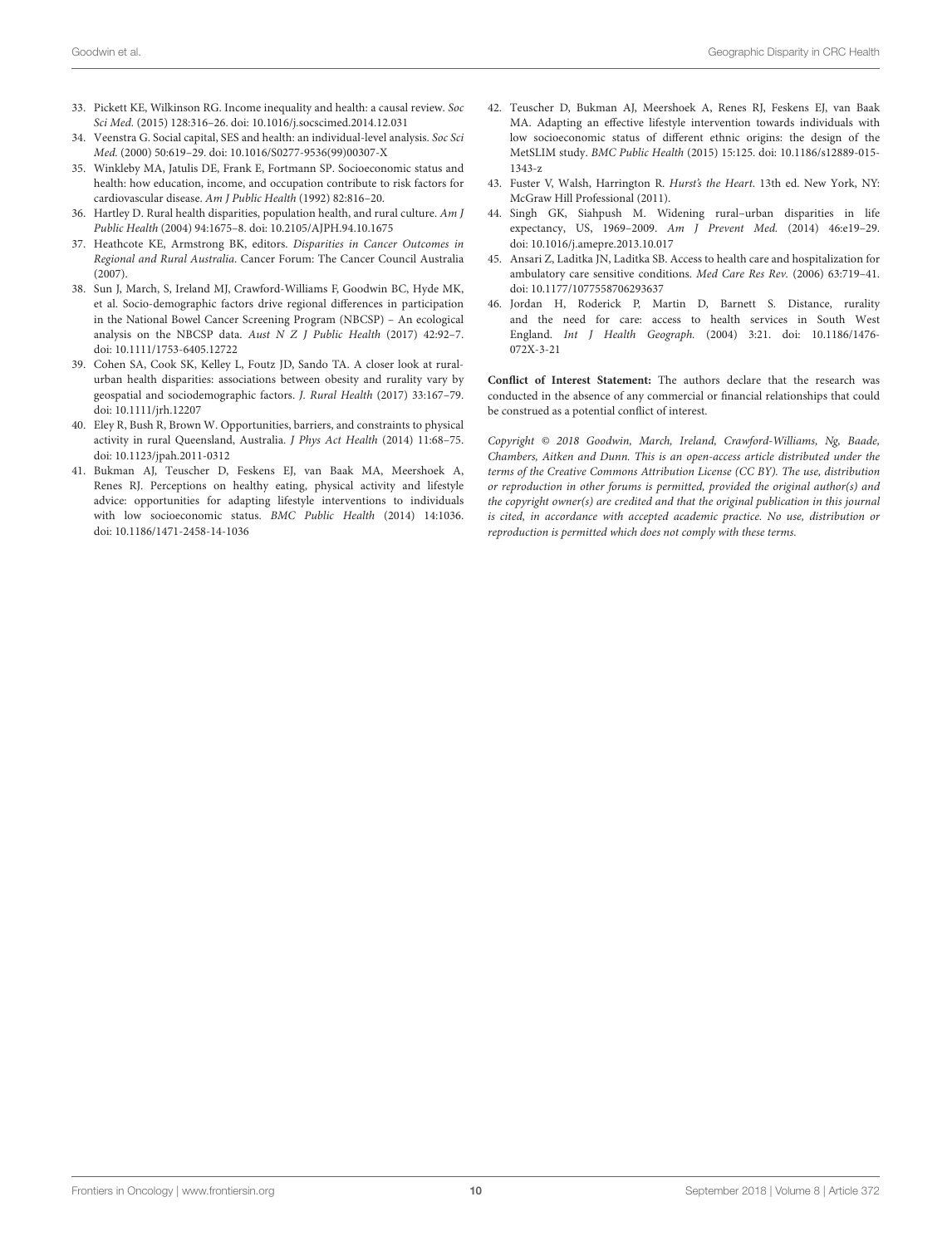33. Pickett KE, Wilkinson RG. Income inequality and health: a causal review. *Soc Sci Med.* (2015) 128:316–26. doi: 10.1016/j.socscimed.2014.12.031
34. Veenstra G. Social capital, SES and health: an individual-level analysis. *Soc Sci Med.* (2000) 50:619–29. doi: 10.1016/S0277-9536(99)00307-X
35. Winkleby MA, Jatulis DE, Frank E, Fortmann SP. Socioeconomic status and health: how education, income, and occupation contribute to risk factors for cardiovascular disease. *Am J Public Health* (1992) 82:816–20.
36. Hartley D. Rural health disparities, population health, and rural culture. *Am J Public Health* (2004) 94:1675–8. doi: 10.2105/AJPH.94.10.1675
37. Heathcote KE, Armstrong BK, editors. *Disparities in Cancer Outcomes in Regional and Rural Australia*. Cancer Forum: The Cancer Council Australia (2007).
38. Sun J, March, S, Ireland MJ, Crawford-Williams F, Goodwin BC, Hyde MK, et al. Socio-demographic factors drive regional differences in participation in the National Bowel Cancer Screening Program (NBCSP) – An ecological analysis on the NBCSP data. *Aust N Z J Public Health* (2017) 42:92–7. doi: 10.1111/1753-6405.12722
39. Cohen SA, Cook SK, Kelley L, Foutz JD, Sando TA. A closer look at rural-urban health disparities: associations between obesity and rurality vary by geospatial and sociodemographic factors. *J. Rural Health* (2017) 33:167–79. doi: 10.1111/jrh.12207
40. Eley R, Bush R, Brown W. Opportunities, barriers, and constraints to physical activity in rural Queensland, Australia. *J Phys Act Health* (2014) 11:68–75. doi: 10.1123/jpah.2011-0312
41. Bukman AJ, Teuscher D, Feskens EJ, van Baak MA, Meershoek A, Renes RJ. Perceptions on healthy eating, physical activity and lifestyle advice: opportunities for adapting lifestyle interventions to individuals with low socioeconomic status. *BMC Public Health* (2014) 14:1036. doi: 10.1186/1471-2458-14-1036
42. Teuscher D, Bukman AJ, Meershoek A, Renes RJ, Feskens EJ, van Baak MA. Adapting an effective lifestyle intervention towards individuals with low socioeconomic status of different ethnic origins: the design of the MetSLIM study. *BMC Public Health* (2015) 15:125. doi: 10.1186/s12889-015-1343-z
43. Fuster V, Walsh, Harrington R. *Hurst's the Heart*. 13th ed. New York, NY: McGraw Hill Professional (2011).
44. Singh GK, Siahpush M. Widening rural–urban disparities in life expectancy, US, 1969–2009. *Am J Prevent Med.* (2014) 46:e19–29. doi: 10.1016/j.amepre.2013.10.017
45. Ansari Z, Laditka JN, Laditka SB. Access to health care and hospitalization for ambulatory care sensitive conditions. *Med Care Res Rev.* (2006) 63:719–41. doi: 10.1177/1077558706293637
46. Jordan H, Roderick P, Martin D, Barnett S. Distance, rurality and the need for care: access to health services in South West England. *Int J Health Geograph.* (2004) 3:21. doi: 10.1186/1476-072X-3-21

**Conflict of Interest Statement:** The authors declare that the research was conducted in the absence of any commercial or financial relationships that could be construed as a potential conflict of interest.

*Copyright © 2018 Goodwin, March, Ireland, Crawford-Williams, Ng, Baade, Chambers, Aitken and Dunn. This is an open-access article distributed under the terms of the Creative Commons Attribution License (CC BY). The use, distribution or reproduction in other forums is permitted, provided the original author(s) and the copyright owner(s) are credited and that the original publication in this journal is cited, in accordance with accepted academic practice. No use, distribution or reproduction is permitted which does not comply with these terms.*